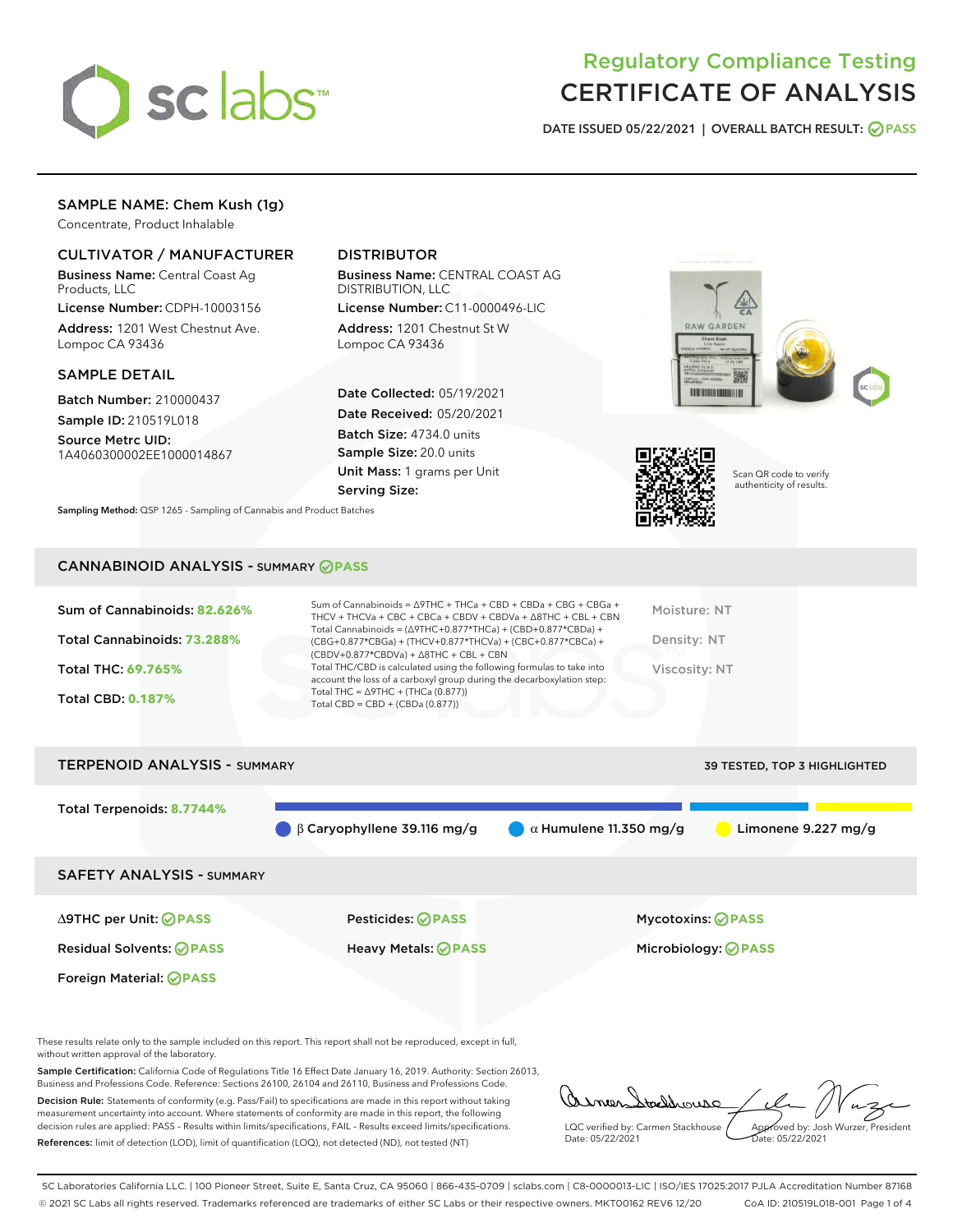# Regulatory Compliance Testing
# CERTIFICATE OF ANALYSIS

DATE ISSUED 05/22/2021 | OVERALL BATCH RESULT: PASS

## SAMPLE NAME: Chem Kush (1g)

Concentrate, Product Inhalable

### CULTIVATOR / MANUFACTURER

**Business Name:** Central Coast Ag Products, LLC

**License Number:** CDPH-10003156

**Address:** 1201 West Chestnut Ave. Lompoc CA 93436

### DISTRIBUTOR

**Business Name:** CENTRAL COAST AG DISTRIBUTION, LLC

**License Number:** C11-0000496-LIC

**Address:** 1201 Chestnut St W Lompoc CA 93436

### SAMPLE DETAIL

**Batch Number:** 210000437

**Sample ID:** 210519L018

**Source Metrc UID:** 1A4060300002EE1000014867

**Date Collected:** 05/19/2021

**Date Received:** 05/20/2021

**Batch Size:** 4734.0 units

**Sample Size:** 20.0 units

**Unit Mass:** 1 grams per Unit

**Serving Size:**

Scan QR code to verify authenticity of results.

**Sampling Method:** QSP 1265 - Sampling of Cannabis and Product Batches

## CANNABINOID ANALYSIS - SUMMARY PASS

Sum of Cannabinoids: **82.626%**

Total Cannabinoids: **73.288%**

Total THC: **69.765%**

Total CBD: **0.187%**

Sum of Cannabinoids = Δ9THC + THCa + CBD + CBDa + CBG + CBGa + THCV + THCVa + CBC + CBCa + CBDV + CBDVa + Δ8THC + CBL + CBN
Total Cannabinoids = (Δ9THC+0.877*THCa) + (CBD+0.877*CBDa) + (CBG+0.877*CBGa) + (THCV+0.877*THCVa) + (CBC+0.877*CBCa) + (CBDV+0.877*CBDVa) + Δ8THC + CBL + CBN
Total THC/CBD is calculated using the following formulas to take into account the loss of a carboxyl group during the decarboxylation step:
Total THC = Δ9THC + (THCa (0.877))
Total CBD = CBD + (CBDa (0.877))

Moisture: NT

Density: NT

Viscosity: NT

## TERPENOID ANALYSIS - SUMMARY

39 TESTED, TOP 3 HIGHLIGHTED

Total Terpenoids: **8.7744%**

β Caryophyllene 39.116 mg/g
α Humulene 11.350 mg/g
Limonene 9.227 mg/g

## SAFETY ANALYSIS - SUMMARY

| | | |
|---|---|---|
| Δ9THC per Unit: PASS | Pesticides: PASS | Mycotoxins: PASS |
| Residual Solvents: PASS | Heavy Metals: PASS | Microbiology: PASS |
| Foreign Material: PASS | | |

These results relate only to the sample included on this report. This report shall not be reproduced, except in full, without written approval of the laboratory.

**Sample Certification:** California Code of Regulations Title 16 Effect Date January 16, 2019. Authority: Section 26013, Business and Professions Code. Reference: Sections 26100, 26104 and 26110, Business and Professions Code.

**Decision Rule:** Statements of conformity (e.g. Pass/Fail) to specifications are made in this report without taking measurement uncertainty into account. Where statements of conformity are made in this report, the following decision rules are applied: PASS – Results within limits/specifications, FAIL – Results exceed limits/specifications.

**References:** limit of detection (LOD), limit of quantification (LOQ), not detected (ND), not tested (NT)

LQC verified by: Carmen Stackhouse
Date: 05/22/2021

Approved by: Josh Wurzer, President
Date: 05/22/2021

SC Laboratories California LLC. | 100 Pioneer Street, Suite E, Santa Cruz, CA 95060 | 866-435-0709 | sclabs.com | C8-0000013-LIC | ISO/IES 17025:2017 PJLA Accreditation Number 87168
© 2021 SC Labs all rights reserved. Trademarks referenced are trademarks of either SC Labs or their respective owners. MKT00162 REV6 12/20 CoA ID: 210519L018-001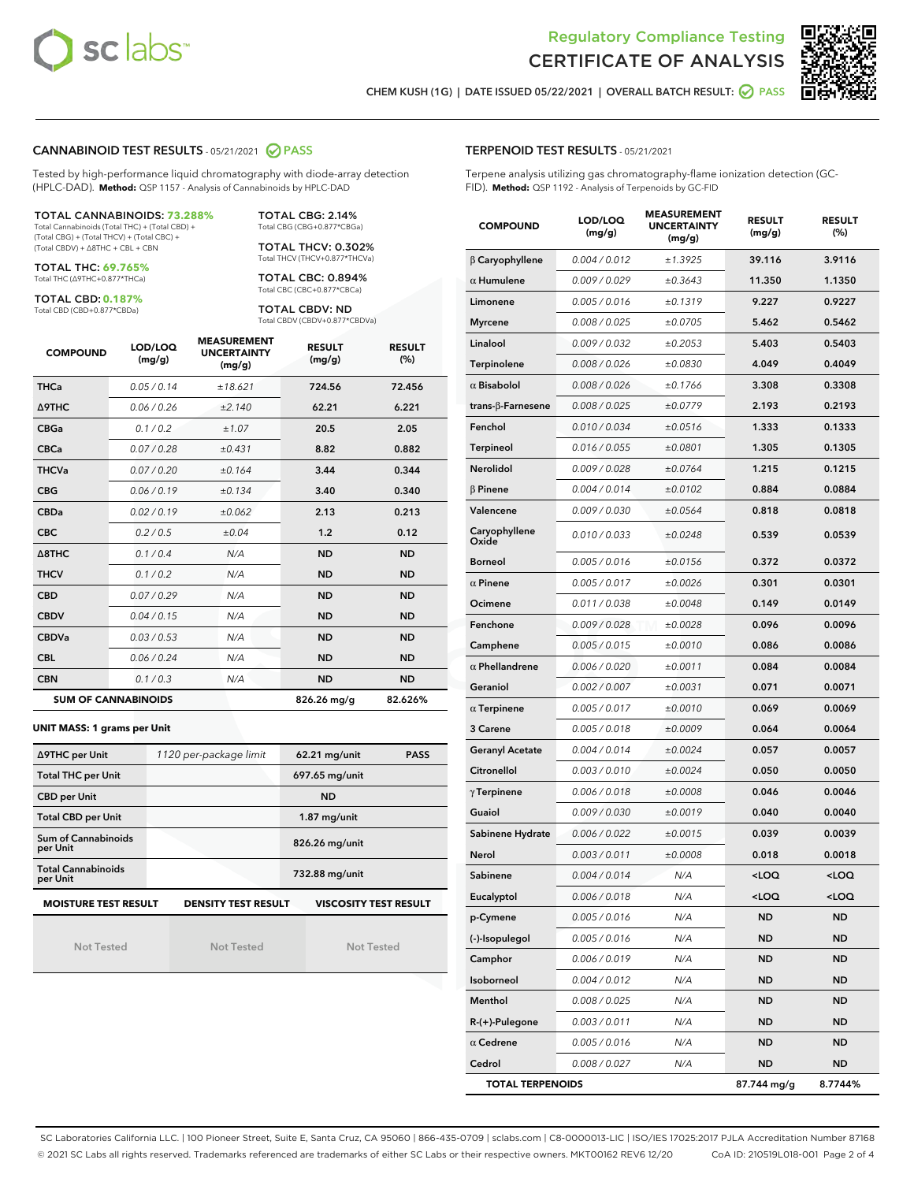Regulatory Compliance Testing
# CERTIFICATE OF ANALYSIS

CHEM KUSH (1G) | DATE ISSUED 05/22/2021 | OVERALL BATCH RESULT: PASS

## CANNABINOID TEST RESULTS - 05/21/2021 PASS

Tested by high-performance liquid chromatography with diode-array detection (HPLC-DAD). **Method:** QSP 1157 - Analysis of Cannabinoids by HPLC-DAD

**TOTAL CANNABINOIDS: 73.288%**
Total Cannabinoids (Total THC) + (Total CBD) + (Total CBG) + (Total THCV) + (Total CBC) + (Total CBDV) + Δ8THC + CBL + CBN

**TOTAL THC: 69.765%**
Total THC (Δ9THC+0.877*THCa)

**TOTAL CBD: 0.187%**
Total CBD (CBD+0.877*CBDa)

**TOTAL CBG: 2.14%**
Total CBG (CBG+0.877*CBGa)

**TOTAL THCV: 0.302%**
Total THCV (THCV+0.877*THCVa)

**TOTAL CBC: 0.894%**
Total CBC (CBC+0.877*CBCa)

**TOTAL CBDV: ND**
Total CBDV (CBDV+0.877*CBDVa)

| COMPOUND | LOD/LOQ (mg/g) | MEASUREMENT UNCERTAINTY (mg/g) | RESULT (mg/g) | RESULT (%) |
|---|---|---|---|---|
| THCa | 0.05 / 0.14 | ±18.621 | 724.56 | 72.456 |
| Δ9THC | 0.06 / 0.26 | ±2.140 | 62.21 | 6.221 |
| CBGa | 0.1 / 0.2 | ±1.07 | 20.5 | 2.05 |
| CBCa | 0.07 / 0.28 | ±0.431 | 8.82 | 0.882 |
| THCVa | 0.07 / 0.20 | ±0.164 | 3.44 | 0.344 |
| CBG | 0.06 / 0.19 | ±0.134 | 3.40 | 0.340 |
| CBDa | 0.02 / 0.19 | ±0.062 | 2.13 | 0.213 |
| CBC | 0.2 / 0.5 | ±0.04 | 1.2 | 0.12 |
| Δ8THC | 0.1 / 0.4 | N/A | ND | ND |
| THCV | 0.1 / 0.2 | N/A | ND | ND |
| CBD | 0.07 / 0.29 | N/A | ND | ND |
| CBDV | 0.04 / 0.15 | N/A | ND | ND |
| CBDVa | 0.03 / 0.53 | N/A | ND | ND |
| CBL | 0.06 / 0.24 | N/A | ND | ND |
| CBN | 0.1 / 0.3 | N/A | ND | ND |
| **SUM OF CANNABINOIDS** | | | **826.26 mg/g** | **82.626%** |

**UNIT MASS: 1 grams per Unit**

| | | | |
|---|---|---|---|
| Δ9THC per Unit | 1120 per-package limit | 62.21 mg/unit | PASS |
| Total THC per Unit | | 697.65 mg/unit | |
| CBD per Unit | | ND | |
| Total CBD per Unit | | 1.87 mg/unit | |
| Sum of Cannabinoids per Unit | | 826.26 mg/unit | |
| Total Cannabinoids per Unit | | 732.88 mg/unit | |

| MOISTURE TEST RESULT | DENSITY TEST RESULT | VISCOSITY TEST RESULT |
|---|---|---|
| Not Tested | Not Tested | Not Tested |

## TERPENOID TEST RESULTS - 05/21/2021

Terpene analysis utilizing gas chromatography-flame ionization detection (GC-FID). **Method:** QSP 1192 - Analysis of Terpenoids by GC-FID

| COMPOUND | LOD/LOQ (mg/g) | MEASUREMENT UNCERTAINTY (mg/g) | RESULT (mg/g) | RESULT (%) |
|---|---|---|---|---|
| β Caryophyllene | 0.004 / 0.012 | ±1.3925 | 39.116 | 3.9116 |
| α Humulene | 0.009 / 0.029 | ±0.3643 | 11.350 | 1.1350 |
| Limonene | 0.005 / 0.016 | ±0.1319 | 9.227 | 0.9227 |
| Myrcene | 0.008 / 0.025 | ±0.0705 | 5.462 | 0.5462 |
| Linalool | 0.009 / 0.032 | ±0.2053 | 5.403 | 0.5403 |
| Terpinolene | 0.008 / 0.026 | ±0.0830 | 4.049 | 0.4049 |
| α Bisabolol | 0.008 / 0.026 | ±0.1766 | 3.308 | 0.3308 |
| trans-β-Farnesene | 0.008 / 0.025 | ±0.0779 | 2.193 | 0.2193 |
| Fenchol | 0.010 / 0.034 | ±0.0516 | 1.333 | 0.1333 |
| Terpineol | 0.016 / 0.055 | ±0.0801 | 1.305 | 0.1305 |
| Nerolidol | 0.009 / 0.028 | ±0.0764 | 1.215 | 0.1215 |
| β Pinene | 0.004 / 0.014 | ±0.0102 | 0.884 | 0.0884 |
| Valencene | 0.009 / 0.030 | ±0.0564 | 0.818 | 0.0818 |
| Caryophyllene Oxide | 0.010 / 0.033 | ±0.0248 | 0.539 | 0.0539 |
| Borneol | 0.005 / 0.016 | ±0.0156 | 0.372 | 0.0372 |
| α Pinene | 0.005 / 0.017 | ±0.0026 | 0.301 | 0.0301 |
| Ocimene | 0.011 / 0.038 | ±0.0048 | 0.149 | 0.0149 |
| Fenchone | 0.009 / 0.028 | ±0.0028 | 0.096 | 0.0096 |
| Camphene | 0.005 / 0.015 | ±0.0010 | 0.086 | 0.0086 |
| α Phellandrene | 0.006 / 0.020 | ±0.0011 | 0.084 | 0.0084 |
| Geraniol | 0.002 / 0.007 | ±0.0031 | 0.071 | 0.0071 |
| α Terpinene | 0.005 / 0.017 | ±0.0010 | 0.069 | 0.0069 |
| 3 Carene | 0.005 / 0.018 | ±0.0009 | 0.064 | 0.0064 |
| Geranyl Acetate | 0.004 / 0.014 | ±0.0024 | 0.057 | 0.0057 |
| Citronellol | 0.003 / 0.010 | ±0.0024 | 0.050 | 0.0050 |
| γ Terpinene | 0.006 / 0.018 | ±0.0008 | 0.046 | 0.0046 |
| Guaiol | 0.009 / 0.030 | ±0.0019 | 0.040 | 0.0040 |
| Sabinene Hydrate | 0.006 / 0.022 | ±0.0015 | 0.039 | 0.0039 |
| Nerol | 0.003 / 0.011 | ±0.0008 | 0.018 | 0.0018 |
| Sabinene | 0.004 / 0.014 | N/A | <LOQ | <LOQ |
| Eucalyptol | 0.006 / 0.018 | N/A | <LOQ | <LOQ |
| p-Cymene | 0.005 / 0.016 | N/A | ND | ND |
| (-)-Isopulegol | 0.005 / 0.016 | N/A | ND | ND |
| Camphor | 0.006 / 0.019 | N/A | ND | ND |
| Isoborneol | 0.004 / 0.012 | N/A | ND | ND |
| Menthol | 0.008 / 0.025 | N/A | ND | ND |
| R-(+)-Pulegone | 0.003 / 0.011 | N/A | ND | ND |
| α Cedrene | 0.005 / 0.016 | N/A | ND | ND |
| Cedrol | 0.008 / 0.027 | N/A | ND | ND |
| **TOTAL TERPENOIDS** | | | **87.744 mg/g** | **8.7744%** |

SC Laboratories California LLC. | 100 Pioneer Street, Suite E, Santa Cruz, CA 95060 | 866-435-0709 | sclabs.com | C8-0000013-LIC | ISO/IES 17025:2017 PJLA Accreditation Number 87168
© 2021 SC Labs all rights reserved. Trademarks referenced are trademarks of either SC Labs or their respective owners. MKT00162 REV6 12/20 CoA ID: 210519L018-001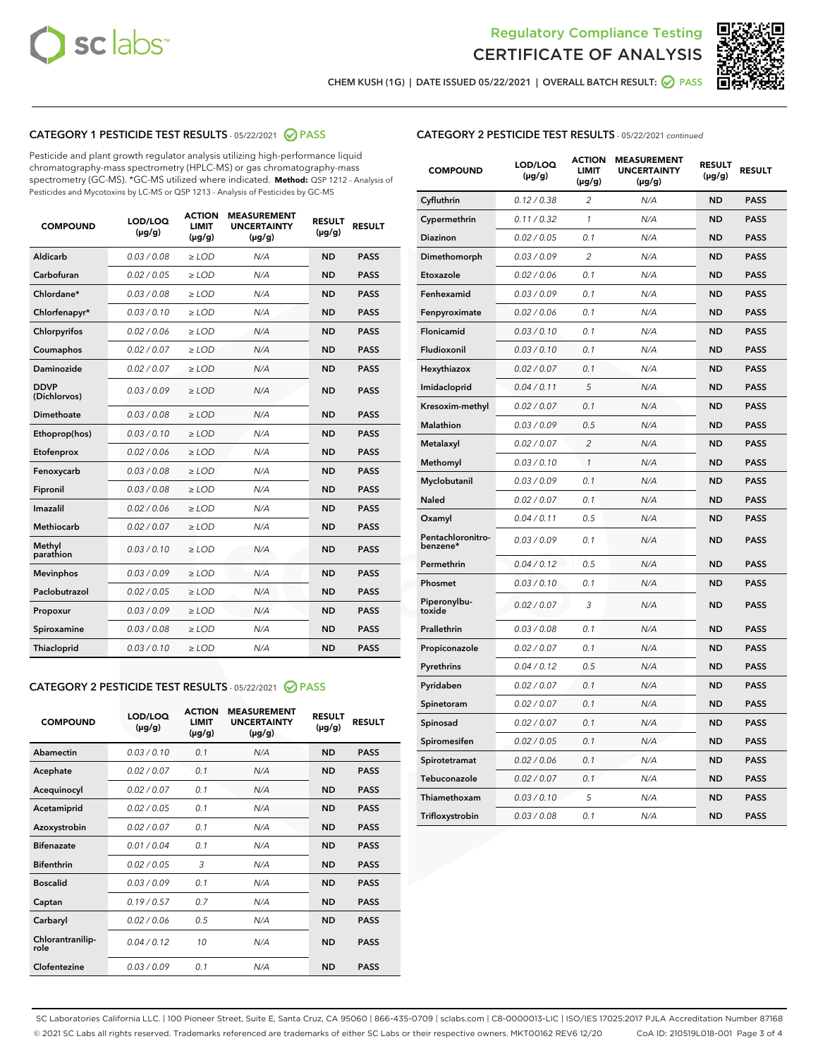Regulatory Compliance Testing
CERTIFICATE OF ANALYSIS

CHEM KUSH (1G) | DATE ISSUED 05/22/2021 | OVERALL BATCH RESULT: PASS

## CATEGORY 1 PESTICIDE TEST RESULTS - 05/22/2021 PASS

Pesticide and plant growth regulator analysis utilizing high-performance liquid chromatography-mass spectrometry (HPLC-MS) or gas chromatography-mass spectrometry (GC-MS). *GC-MS utilized where indicated. **Method:** QSP 1212 - Analysis of Pesticides and Mycotoxins by LC-MS or QSP 1213 - Analysis of Pesticides by GC-MS

| COMPOUND | LOD/LOQ (µg/g) | ACTION LIMIT (µg/g) | MEASUREMENT UNCERTAINTY (µg/g) | RESULT (µg/g) | RESULT |
|---|---|---|---|---|---|
| Aldicarb | 0.03 / 0.08 | ≥ LOD | N/A | ND | PASS |
| Carbofuran | 0.02 / 0.05 | ≥ LOD | N/A | ND | PASS |
| Chlordane* | 0.03 / 0.08 | ≥ LOD | N/A | ND | PASS |
| Chlorfenapyr* | 0.03 / 0.10 | ≥ LOD | N/A | ND | PASS |
| Chlorpyrifos | 0.02 / 0.06 | ≥ LOD | N/A | ND | PASS |
| Coumaphos | 0.02 / 0.07 | ≥ LOD | N/A | ND | PASS |
| Daminozide | 0.02 / 0.07 | ≥ LOD | N/A | ND | PASS |
| DDVP (Dichlorvos) | 0.03 / 0.09 | ≥ LOD | N/A | ND | PASS |
| Dimethoate | 0.03 / 0.08 | ≥ LOD | N/A | ND | PASS |
| Ethoprop(hos) | 0.03 / 0.10 | ≥ LOD | N/A | ND | PASS |
| Etofenprox | 0.02 / 0.06 | ≥ LOD | N/A | ND | PASS |
| Fenoxycarb | 0.03 / 0.08 | ≥ LOD | N/A | ND | PASS |
| Fipronil | 0.03 / 0.08 | ≥ LOD | N/A | ND | PASS |
| Imazalil | 0.02 / 0.06 | ≥ LOD | N/A | ND | PASS |
| Methiocarb | 0.02 / 0.07 | ≥ LOD | N/A | ND | PASS |
| Methyl parathion | 0.03 / 0.10 | ≥ LOD | N/A | ND | PASS |
| Mevinphos | 0.03 / 0.09 | ≥ LOD | N/A | ND | PASS |
| Paclobutrazol | 0.02 / 0.05 | ≥ LOD | N/A | ND | PASS |
| Propoxur | 0.03 / 0.09 | ≥ LOD | N/A | ND | PASS |
| Spiroxamine | 0.03 / 0.08 | ≥ LOD | N/A | ND | PASS |
| Thiacloprid | 0.03 / 0.10 | ≥ LOD | N/A | ND | PASS |

## CATEGORY 2 PESTICIDE TEST RESULTS - 05/22/2021 PASS

| COMPOUND | LOD/LOQ (µg/g) | ACTION LIMIT (µg/g) | MEASUREMENT UNCERTAINTY (µg/g) | RESULT (µg/g) | RESULT |
|---|---|---|---|---|---|
| Abamectin | 0.03 / 0.10 | 0.1 | N/A | ND | PASS |
| Acephate | 0.02 / 0.07 | 0.1 | N/A | ND | PASS |
| Acequinocyl | 0.02 / 0.07 | 0.1 | N/A | ND | PASS |
| Acetamiprid | 0.02 / 0.05 | 0.1 | N/A | ND | PASS |
| Azoxystrobin | 0.02 / 0.07 | 0.1 | N/A | ND | PASS |
| Bifenazate | 0.01 / 0.04 | 0.1 | N/A | ND | PASS |
| Bifenthrin | 0.02 / 0.05 | 3 | N/A | ND | PASS |
| Boscalid | 0.03 / 0.09 | 0.1 | N/A | ND | PASS |
| Captan | 0.19 / 0.57 | 0.7 | N/A | ND | PASS |
| Carbaryl | 0.02 / 0.06 | 0.5 | N/A | ND | PASS |
| Chlorantraniliprole | 0.04 / 0.12 | 10 | N/A | ND | PASS |
| Clofentezine | 0.03 / 0.09 | 0.1 | N/A | ND | PASS |
| Cyfluthrin | 0.12 / 0.38 | 2 | N/A | ND | PASS |
| Cypermethrin | 0.11 / 0.32 | 1 | N/A | ND | PASS |
| Diazinon | 0.02 / 0.05 | 0.1 | N/A | ND | PASS |
| Dimethomorph | 0.03 / 0.09 | 2 | N/A | ND | PASS |
| Etoxazole | 0.02 / 0.06 | 0.1 | N/A | ND | PASS |
| Fenhexamid | 0.03 / 0.09 | 0.1 | N/A | ND | PASS |
| Fenpyroximate | 0.02 / 0.06 | 0.1 | N/A | ND | PASS |
| Flonicamid | 0.03 / 0.10 | 0.1 | N/A | ND | PASS |
| Fludioxonil | 0.03 / 0.10 | 0.1 | N/A | ND | PASS |
| Hexythiazox | 0.02 / 0.07 | 0.1 | N/A | ND | PASS |
| Imidacloprid | 0.04 / 0.11 | 5 | N/A | ND | PASS |
| Kresoxim-methyl | 0.02 / 0.07 | 0.1 | N/A | ND | PASS |
| Malathion | 0.03 / 0.09 | 0.5 | N/A | ND | PASS |
| Metalaxyl | 0.02 / 0.07 | 2 | N/A | ND | PASS |
| Methomyl | 0.03 / 0.10 | 1 | N/A | ND | PASS |
| Myclobutanil | 0.03 / 0.09 | 0.1 | N/A | ND | PASS |
| Naled | 0.02 / 0.07 | 0.1 | N/A | ND | PASS |
| Oxamyl | 0.04 / 0.11 | 0.5 | N/A | ND | PASS |
| Pentachloronitrobenzene* | 0.03 / 0.09 | 0.1 | N/A | ND | PASS |
| Permethrin | 0.04 / 0.12 | 0.5 | N/A | ND | PASS |
| Phosmet | 0.03 / 0.10 | 0.1 | N/A | ND | PASS |
| Piperonylbutoxide | 0.02 / 0.07 | 3 | N/A | ND | PASS |
| Prallethrin | 0.03 / 0.08 | 0.1 | N/A | ND | PASS |
| Propiconazole | 0.02 / 0.07 | 0.1 | N/A | ND | PASS |
| Pyrethrins | 0.04 / 0.12 | 0.5 | N/A | ND | PASS |
| Pyridaben | 0.02 / 0.07 | 0.1 | N/A | ND | PASS |
| Spinetoram | 0.02 / 0.07 | 0.1 | N/A | ND | PASS |
| Spinosad | 0.02 / 0.07 | 0.1 | N/A | ND | PASS |
| Spiromesifen | 0.02 / 0.05 | 0.1 | N/A | ND | PASS |
| Spirotetramat | 0.02 / 0.06 | 0.1 | N/A | ND | PASS |
| Tebuconazole | 0.02 / 0.07 | 0.1 | N/A | ND | PASS |
| Thiamethoxam | 0.03 / 0.10 | 5 | N/A | ND | PASS |
| Trifloxystrobin | 0.03 / 0.08 | 0.1 | N/A | ND | PASS |

SC Laboratories California LLC. | 100 Pioneer Street, Suite E, Santa Cruz, CA 95060 | 866-435-0709 | sclabs.com | C8-0000013-LIC | ISO/IES 17025:2017 PJLA Accreditation Number 87168
© 2021 SC Labs all rights reserved. Trademarks referenced are trademarks of either SC Labs or their respective owners. MKT00162 REV6 12/20 CoA ID: 210519L018-001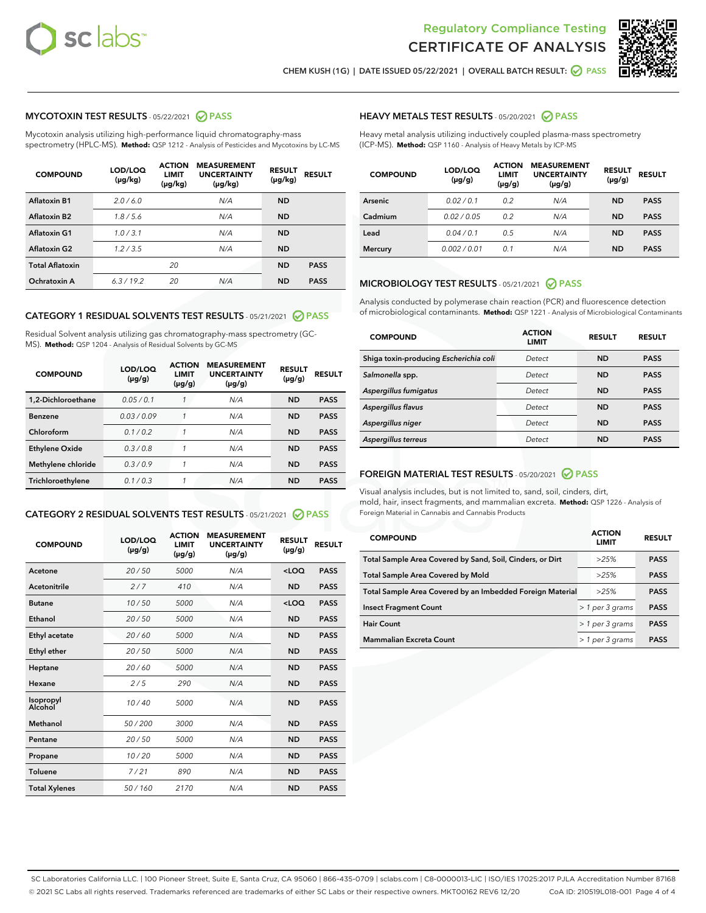Regulatory Compliance Testing

# CERTIFICATE OF ANALYSIS

CHEM KUSH (1G) | DATE ISSUED 05/22/2021 | OVERALL BATCH RESULT: PASS

## MYCOTOXIN TEST RESULTS - 05/22/2021 PASS

Mycotoxin analysis utilizing high-performance liquid chromatography-mass spectrometry (HPLC-MS). **Method:** QSP 1212 - Analysis of Pesticides and Mycotoxins by LC-MS

| COMPOUND | LOD/LOQ (μg/kg) | ACTION LIMIT (μg/kg) | MEASUREMENT UNCERTAINTY (μg/kg) | RESULT (μg/kg) | RESULT |
|---|---|---|---|---|---|
| Aflatoxin B1 | 2.0 / 6.0 | | N/A | ND | |
| Aflatoxin B2 | 1.8 / 5.6 | | N/A | ND | |
| Aflatoxin G1 | 1.0 / 3.1 | | N/A | ND | |
| Aflatoxin G2 | 1.2 / 3.5 | | N/A | ND | |
| Total Aflatoxin | | 20 | | ND | PASS |
| Ochratoxin A | 6.3 / 19.2 | 20 | N/A | ND | PASS |

## CATEGORY 1 RESIDUAL SOLVENTS TEST RESULTS - 05/21/2021 PASS

Residual Solvent analysis utilizing gas chromatography-mass spectrometry (GC-MS). **Method:** QSP 1204 - Analysis of Residual Solvents by GC-MS

| COMPOUND | LOD/LOQ (μg/g) | ACTION LIMIT (μg/g) | MEASUREMENT UNCERTAINTY (μg/g) | RESULT (μg/g) | RESULT |
|---|---|---|---|---|---|
| 1,2-Dichloroethane | 0.05 / 0.1 | 1 | N/A | ND | PASS |
| Benzene | 0.03 / 0.09 | 1 | N/A | ND | PASS |
| Chloroform | 0.1 / 0.2 | 1 | N/A | ND | PASS |
| Ethylene Oxide | 0.3 / 0.8 | 1 | N/A | ND | PASS |
| Methylene chloride | 0.3 / 0.9 | 1 | N/A | ND | PASS |
| Trichloroethylene | 0.1 / 0.3 | 1 | N/A | ND | PASS |

## CATEGORY 2 RESIDUAL SOLVENTS TEST RESULTS - 05/21/2021 PASS

| COMPOUND | LOD/LOQ (μg/g) | ACTION LIMIT (μg/g) | MEASUREMENT UNCERTAINTY (μg/g) | RESULT (μg/g) | RESULT |
|---|---|---|---|---|---|
| Acetone | 20 / 50 | 5000 | N/A | <LOQ | PASS |
| Acetonitrile | 2 / 7 | 410 | N/A | ND | PASS |
| Butane | 10 / 50 | 5000 | N/A | <LOQ | PASS |
| Ethanol | 20 / 50 | 5000 | N/A | ND | PASS |
| Ethyl acetate | 20 / 60 | 5000 | N/A | ND | PASS |
| Ethyl ether | 20 / 50 | 5000 | N/A | ND | PASS |
| Heptane | 20 / 60 | 5000 | N/A | ND | PASS |
| Hexane | 2 / 5 | 290 | N/A | ND | PASS |
| Isopropyl Alcohol | 10 / 40 | 5000 | N/A | ND | PASS |
| Methanol | 50 / 200 | 3000 | N/A | ND | PASS |
| Pentane | 20 / 50 | 5000 | N/A | ND | PASS |
| Propane | 10 / 20 | 5000 | N/A | ND | PASS |
| Toluene | 7 / 21 | 890 | N/A | ND | PASS |
| Total Xylenes | 50 / 160 | 2170 | N/A | ND | PASS |

## HEAVY METALS TEST RESULTS - 05/20/2021 PASS

Heavy metal analysis utilizing inductively coupled plasma-mass spectrometry (ICP-MS). **Method:** QSP 1160 - Analysis of Heavy Metals by ICP-MS

| COMPOUND | LOD/LOQ (μg/g) | ACTION LIMIT (μg/g) | MEASUREMENT UNCERTAINTY (μg/g) | RESULT (μg/g) | RESULT |
|---|---|---|---|---|---|
| Arsenic | 0.02 / 0.1 | 0.2 | N/A | ND | PASS |
| Cadmium | 0.02 / 0.05 | 0.2 | N/A | ND | PASS |
| Lead | 0.04 / 0.1 | 0.5 | N/A | ND | PASS |
| Mercury | 0.002 / 0.01 | 0.1 | N/A | ND | PASS |

## MICROBIOLOGY TEST RESULTS - 05/21/2021 PASS

Analysis conducted by polymerase chain reaction (PCR) and fluorescence detection of microbiological contaminants. **Method:** QSP 1221 - Analysis of Microbiological Contaminants

| COMPOUND | ACTION LIMIT | RESULT | RESULT |
|---|---|---|---|
| Shiga toxin-producing *Escherichia coli* | Detect | ND | PASS |
| *Salmonella* spp. | Detect | ND | PASS |
| *Aspergillus fumigatus* | Detect | ND | PASS |
| *Aspergillus flavus* | Detect | ND | PASS |
| *Aspergillus niger* | Detect | ND | PASS |
| *Aspergillus terreus* | Detect | ND | PASS |

## FOREIGN MATERIAL TEST RESULTS - 05/20/2021 PASS

Visual analysis includes, but is not limited to, sand, soil, cinders, dirt, mold, hair, insect fragments, and mammalian excreta. **Method:** QSP 1226 - Analysis of Foreign Material in Cannabis and Cannabis Products

| COMPOUND | ACTION LIMIT | RESULT |
|---|---|---|
| Total Sample Area Covered by Sand, Soil, Cinders, or Dirt | >25% | PASS |
| Total Sample Area Covered by Mold | >25% | PASS |
| Total Sample Area Covered by an Imbedded Foreign Material | >25% | PASS |
| Insect Fragment Count | > 1 per 3 grams | PASS |
| Hair Count | > 1 per 3 grams | PASS |
| Mammalian Excreta Count | > 1 per 3 grams | PASS |

SC Laboratories California LLC. | 100 Pioneer Street, Suite E, Santa Cruz, CA 95060 | 866-435-0709 | sclabs.com | C8-0000013-LIC | ISO/IES 17025:2017 PJLA Accreditation Number 87168
© 2021 SC Labs all rights reserved. Trademarks referenced are trademarks of either SC Labs or their respective owners. MKT00162 REV6 12/20 CoA ID: 210519L018-001